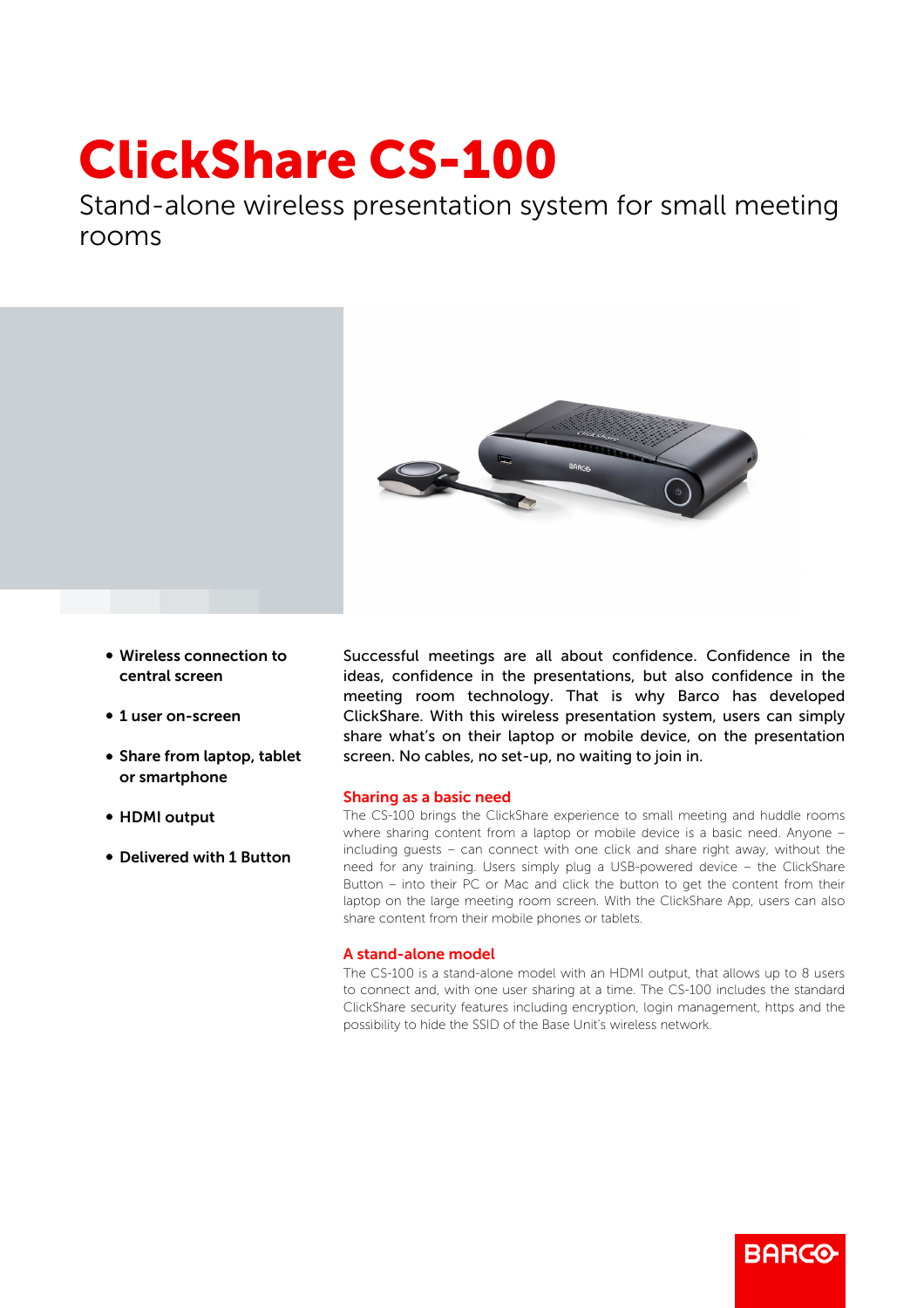# ClickShare CS-100

Stand-alone wireless presentation system for small meeting rooms

- **Wireless connection to central screen**
- **1 user on-screen**
- **Share from laptop, tablet or smartphone**
- **HDMI output**
- **Delivered with 1 Button**

Successful meetings are all about confidence. Confidence in the ideas, confidence in the presentations, but also confidence in the meeting room technology. That is why Barco has developed ClickShare. With this wireless presentation system, users can simply share what's on their laptop or mobile device, on the presentation screen. No cables, no set-up, no waiting to join in.

## Sharing as a basic need

The CS-100 brings the ClickShare experience to small meeting and huddle rooms where sharing content from a laptop or mobile device is a basic need. Anyone – including guests – can connect with one click and share right away, without the need for any training. Users simply plug a USB-powered device – the ClickShare Button – into their PC or Mac and click the button to get the content from their laptop on the large meeting room screen. With the ClickShare App, users can also share content from their mobile phones or tablets.

## A stand-alone model

The CS-100 is a stand-alone model with an HDMI output, that allows up to 8 users to connect and, with one user sharing at a time. The CS-100 includes the standard ClickShare security features including encryption, login management, https and the possibility to hide the SSID of the Base Unit's wireless network.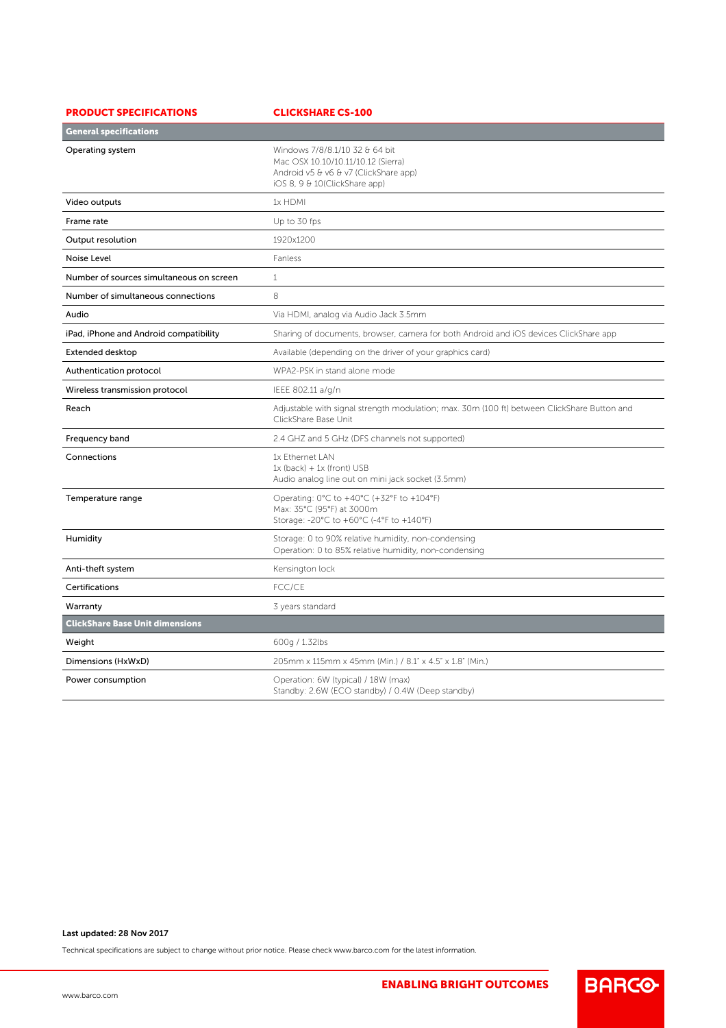| PRODUCT SPECIFICATIONS | CLICKSHARE CS-100 |
|---|---|
| **General specifications** | |
| Operating system | Windows 7/8/8.1/10 32 & 64 bit<br>Mac OSX 10.10/10.11/10.12 (Sierra)<br>Android v5 & v6 & v7 (ClickShare app)<br>iOS 8, 9 & 10(ClickShare app) |
| Video outputs | 1x HDMI |
| Frame rate | Up to 30 fps |
| Output resolution | 1920x1200 |
| Noise Level | Fanless |
| Number of sources simultaneous on screen | 1 |
| Number of simultaneous connections | 8 |
| Audio | Via HDMI, analog via Audio Jack 3.5mm |
| iPad, iPhone and Android compatibility | Sharing of documents, browser, camera for both Android and iOS devices ClickShare app |
| Extended desktop | Available (depending on the driver of your graphics card) |
| Authentication protocol | WPA2-PSK in stand alone mode |
| Wireless transmission protocol | IEEE 802.11 a/g/n |
| Reach | Adjustable with signal strength modulation; max. 30m (100 ft) between ClickShare Button and ClickShare Base Unit |
| Frequency band | 2.4 GHZ and 5 GHz (DFS channels not supported) |
| Connections | 1x Ethernet LAN<br>1x (back) + 1x (front) USB<br>Audio analog line out on mini jack socket (3.5mm) |
| Temperature range | Operating: 0°C to +40°C (+32°F to +104°F)<br>Max: 35°C (95°F) at 3000m<br>Storage: -20°C to +60°C (-4°F to +140°F) |
| Humidity | Storage: 0 to 90% relative humidity, non-condensing<br>Operation: 0 to 85% relative humidity, non-condensing |
| Anti-theft system | Kensington lock |
| Certifications | FCC/CE |
| Warranty | 3 years standard |
| **ClickShare Base Unit dimensions** | |
| Weight | 600g / 1.32lbs |
| Dimensions (HxWxD) | 205mm x 115mm x 45mm (Min.) / 8.1" x 4.5" x 1.8" (Min.) |
| Power consumption | Operation: 6W (typical) / 18W (max)<br>Standby: 2.6W (ECO standby) / 0.4W (Deep standby) |

**Last updated: 28 Nov 2017**

Technical specifications are subject to change without prior notice. Please check www.barco.com for the latest information.

ENABLING BRIGHT OUTCOMES

www.barco.com